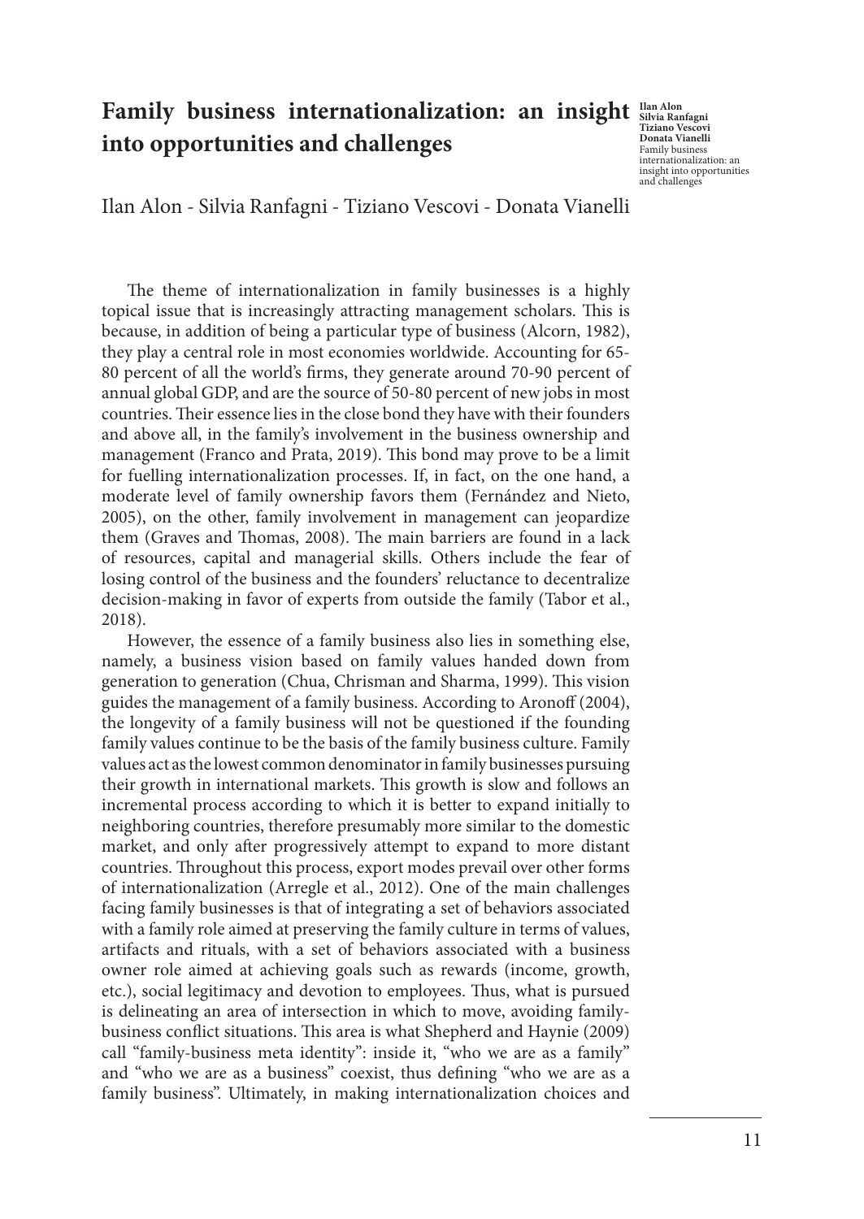# Family business internationalization: an insight into opportunities and challenges

Ilan Alon - Silvia Ranfagni - Tiziano Vescovi - Donata Vianelli

The theme of internationalization in family businesses is a highly topical issue that is increasingly attracting management scholars. This is because, in addition of being a particular type of business (Alcorn, 1982), they play a central role in most economies worldwide. Accounting for 65-80 percent of all the world's firms, they generate around 70-90 percent of annual global GDP, and are the source of 50-80 percent of new jobs in most countries. Their essence lies in the close bond they have with their founders and above all, in the family's involvement in the business ownership and management (Franco and Prata, 2019). This bond may prove to be a limit for fuelling internationalization processes. If, in fact, on the one hand, a moderate level of family ownership favors them (Fernández and Nieto, 2005), on the other, family involvement in management can jeopardize them (Graves and Thomas, 2008). The main barriers are found in a lack of resources, capital and managerial skills. Others include the fear of losing control of the business and the founders' reluctance to decentralize decision-making in favor of experts from outside the family (Tabor et al., 2018).

However, the essence of a family business also lies in something else, namely, a business vision based on family values handed down from generation to generation (Chua, Chrisman and Sharma, 1999). This vision guides the management of a family business. According to Aronoff (2004), the longevity of a family business will not be questioned if the founding family values continue to be the basis of the family business culture. Family values act as the lowest common denominator in family businesses pursuing their growth in international markets. This growth is slow and follows an incremental process according to which it is better to expand initially to neighboring countries, therefore presumably more similar to the domestic market, and only after progressively attempt to expand to more distant countries. Throughout this process, export modes prevail over other forms of internationalization (Arregle et al., 2012). One of the main challenges facing family businesses is that of integrating a set of behaviors associated with a family role aimed at preserving the family culture in terms of values, artifacts and rituals, with a set of behaviors associated with a business owner role aimed at achieving goals such as rewards (income, growth, etc.), social legitimacy and devotion to employees. Thus, what is pursued is delineating an area of intersection in which to move, avoiding family-business conflict situations. This area is what Shepherd and Haynie (2009) call "family-business meta identity": inside it, "who we are as a family" and "who we are as a business" coexist, thus defining "who we are as a family business". Ultimately, in making internationalization choices and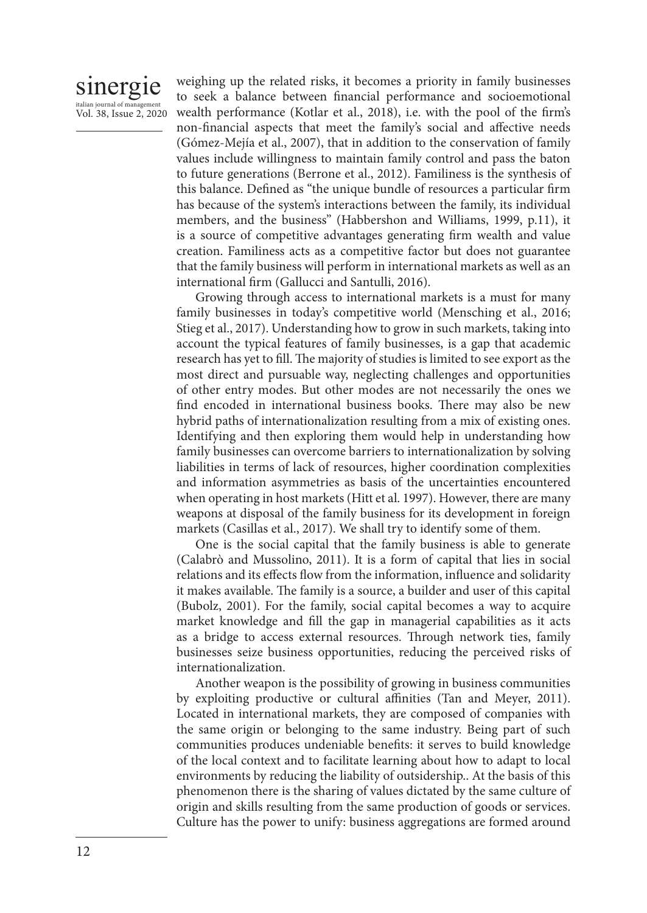weighing up the related risks, it becomes a priority in family businesses to seek a balance between financial performance and socioemotional wealth performance (Kotlar et al., 2018), i.e. with the pool of the firm's non-financial aspects that meet the family's social and affective needs (Gómez-Mejía et al., 2007), that in addition to the conservation of family values include willingness to maintain family control and pass the baton to future generations (Berrone et al., 2012). Familiness is the synthesis of this balance. Defined as "the unique bundle of resources a particular firm has because of the system's interactions between the family, its individual members, and the business" (Habbershon and Williams, 1999, p.11), it is a source of competitive advantages generating firm wealth and value creation. Familiness acts as a competitive factor but does not guarantee that the family business will perform in international markets as well as an international firm (Gallucci and Santulli, 2016).

Growing through access to international markets is a must for many family businesses in today's competitive world (Mensching et al., 2016; Stieg et al., 2017). Understanding how to grow in such markets, taking into account the typical features of family businesses, is a gap that academic research has yet to fill. The majority of studies is limited to see export as the most direct and pursuable way, neglecting challenges and opportunities of other entry modes. But other modes are not necessarily the ones we find encoded in international business books. There may also be new hybrid paths of internationalization resulting from a mix of existing ones. Identifying and then exploring them would help in understanding how family businesses can overcome barriers to internationalization by solving liabilities in terms of lack of resources, higher coordination complexities and information asymmetries as basis of the uncertainties encountered when operating in host markets (Hitt et al. 1997). However, there are many weapons at disposal of the family business for its development in foreign markets (Casillas et al., 2017). We shall try to identify some of them.

One is the social capital that the family business is able to generate (Calabrò and Mussolino, 2011). It is a form of capital that lies in social relations and its effects flow from the information, influence and solidarity it makes available. The family is a source, a builder and user of this capital (Bubolz, 2001). For the family, social capital becomes a way to acquire market knowledge and fill the gap in managerial capabilities as it acts as a bridge to access external resources. Through network ties, family businesses seize business opportunities, reducing the perceived risks of internationalization.

Another weapon is the possibility of growing in business communities by exploiting productive or cultural affinities (Tan and Meyer, 2011). Located in international markets, they are composed of companies with the same origin or belonging to the same industry. Being part of such communities produces undeniable benefits: it serves to build knowledge of the local context and to facilitate learning about how to adapt to local environments by reducing the liability of outsidership.. At the basis of this phenomenon there is the sharing of values dictated by the same culture of origin and skills resulting from the same production of goods or services. Culture has the power to unify: business aggregations are formed around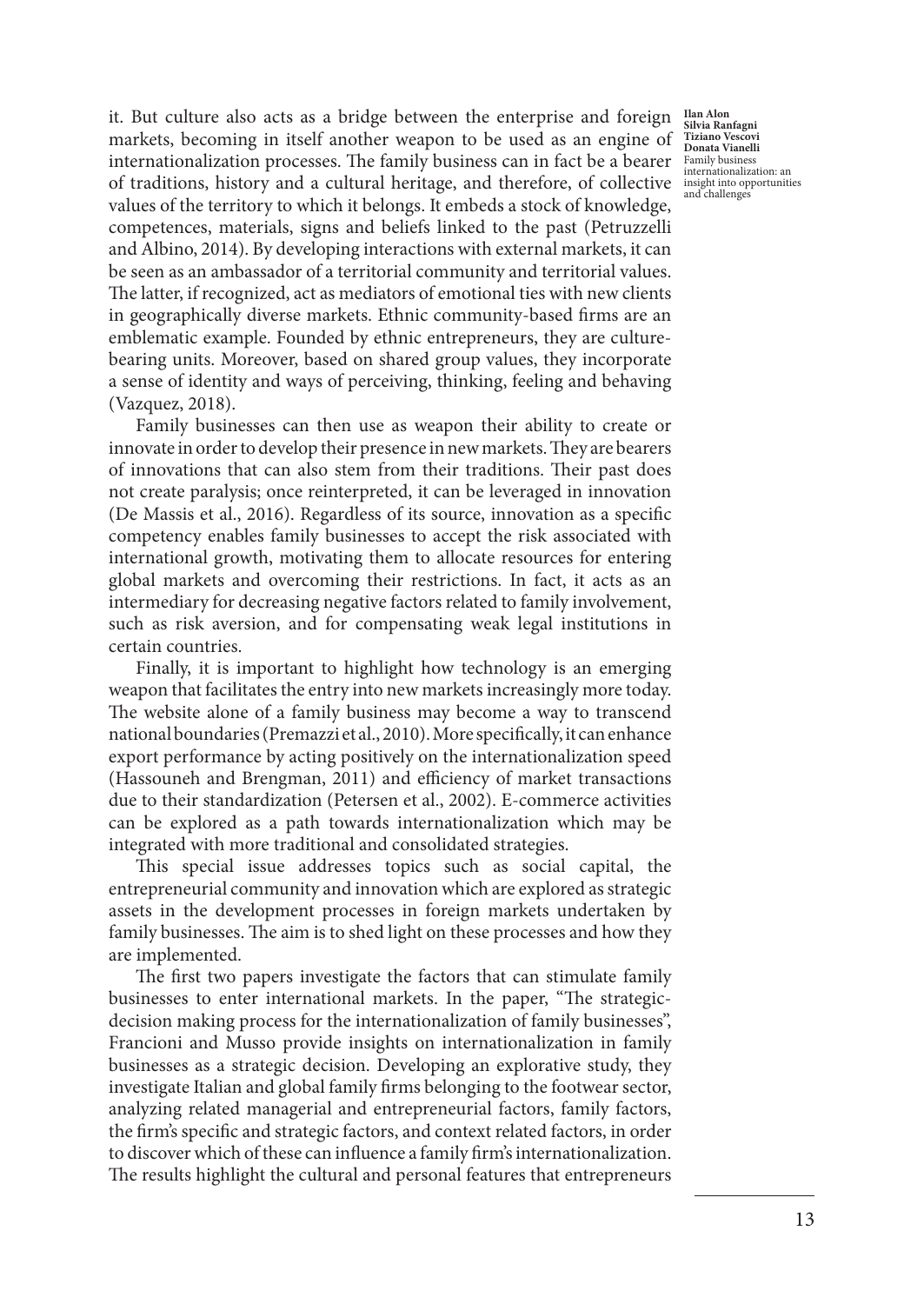it. But culture also acts as a bridge between the enterprise and foreign markets, becoming in itself another weapon to be used as an engine of internationalization processes. The family business can in fact be a bearer of traditions, history and a cultural heritage, and therefore, of collective values of the territory to which it belongs. It embeds a stock of knowledge, competences, materials, signs and beliefs linked to the past (Petruzzelli and Albino, 2014). By developing interactions with external markets, it can be seen as an ambassador of a territorial community and territorial values. The latter, if recognized, act as mediators of emotional ties with new clients in geographically diverse markets. Ethnic community-based firms are an emblematic example. Founded by ethnic entrepreneurs, they are culture-bearing units. Moreover, based on shared group values, they incorporate a sense of identity and ways of perceiving, thinking, feeling and behaving (Vazquez, 2018).

Family businesses can then use as weapon their ability to create or innovate in order to develop their presence in new markets. They are bearers of innovations that can also stem from their traditions. Their past does not create paralysis; once reinterpreted, it can be leveraged in innovation (De Massis et al., 2016). Regardless of its source, innovation as a specific competency enables family businesses to accept the risk associated with international growth, motivating them to allocate resources for entering global markets and overcoming their restrictions. In fact, it acts as an intermediary for decreasing negative factors related to family involvement, such as risk aversion, and for compensating weak legal institutions in certain countries.

Finally, it is important to highlight how technology is an emerging weapon that facilitates the entry into new markets increasingly more today. The website alone of a family business may become a way to transcend national boundaries (Premazzi et al., 2010). More specifically, it can enhance export performance by acting positively on the internationalization speed (Hassouneh and Brengman, 2011) and efficiency of market transactions due to their standardization (Petersen et al., 2002). E-commerce activities can be explored as a path towards internationalization which may be integrated with more traditional and consolidated strategies.

This special issue addresses topics such as social capital, the entrepreneurial community and innovation which are explored as strategic assets in the development processes in foreign markets undertaken by family businesses. The aim is to shed light on these processes and how they are implemented.

The first two papers investigate the factors that can stimulate family businesses to enter international markets. In the paper, "The strategic-decision making process for the internationalization of family businesses", Francioni and Musso provide insights on internationalization in family businesses as a strategic decision. Developing an explorative study, they investigate Italian and global family firms belonging to the footwear sector, analyzing related managerial and entrepreneurial factors, family factors, the firm's specific and strategic factors, and context related factors, in order to discover which of these can influence a family firm's internationalization. The results highlight the cultural and personal features that entrepreneurs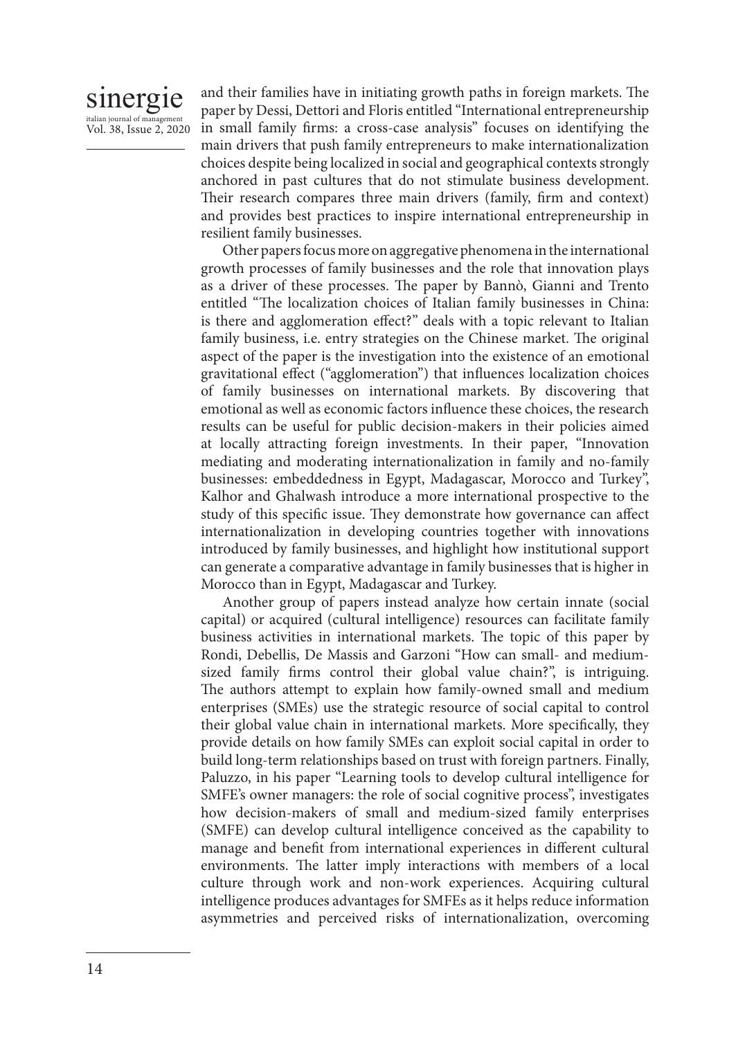and their families have in initiating growth paths in foreign markets. The paper by Dessi, Dettori and Floris entitled "International entrepreneurship in small family firms: a cross-case analysis" focuses on identifying the main drivers that push family entrepreneurs to make internationalization choices despite being localized in social and geographical contexts strongly anchored in past cultures that do not stimulate business development. Their research compares three main drivers (family, firm and context) and provides best practices to inspire international entrepreneurship in resilient family businesses.

Other papers focus more on aggregative phenomena in the international growth processes of family businesses and the role that innovation plays as a driver of these processes. The paper by Bannò, Gianni and Trento entitled "The localization choices of Italian family businesses in China: is there and agglomeration effect?" deals with a topic relevant to Italian family business, i.e. entry strategies on the Chinese market. The original aspect of the paper is the investigation into the existence of an emotional gravitational effect ("agglomeration") that influences localization choices of family businesses on international markets. By discovering that emotional as well as economic factors influence these choices, the research results can be useful for public decision-makers in their policies aimed at locally attracting foreign investments. In their paper, "Innovation mediating and moderating internationalization in family and no-family businesses: embeddedness in Egypt, Madagascar, Morocco and Turkey", Kalhor and Ghalwash introduce a more international prospective to the study of this specific issue. They demonstrate how governance can affect internationalization in developing countries together with innovations introduced by family businesses, and highlight how institutional support can generate a comparative advantage in family businesses that is higher in Morocco than in Egypt, Madagascar and Turkey.

Another group of papers instead analyze how certain innate (social capital) or acquired (cultural intelligence) resources can facilitate family business activities in international markets. The topic of this paper by Rondi, Debellis, De Massis and Garzoni "How can small- and medium-sized family firms control their global value chain?", is intriguing. The authors attempt to explain how family-owned small and medium enterprises (SMEs) use the strategic resource of social capital to control their global value chain in international markets. More specifically, they provide details on how family SMEs can exploit social capital in order to build long-term relationships based on trust with foreign partners. Finally, Paluzzo, in his paper "Learning tools to develop cultural intelligence for SMFE's owner managers: the role of social cognitive process", investigates how decision-makers of small and medium-sized family enterprises (SMFE) can develop cultural intelligence conceived as the capability to manage and benefit from international experiences in different cultural environments. The latter imply interactions with members of a local culture through work and non-work experiences. Acquiring cultural intelligence produces advantages for SMFEs as it helps reduce information asymmetries and perceived risks of internationalization, overcoming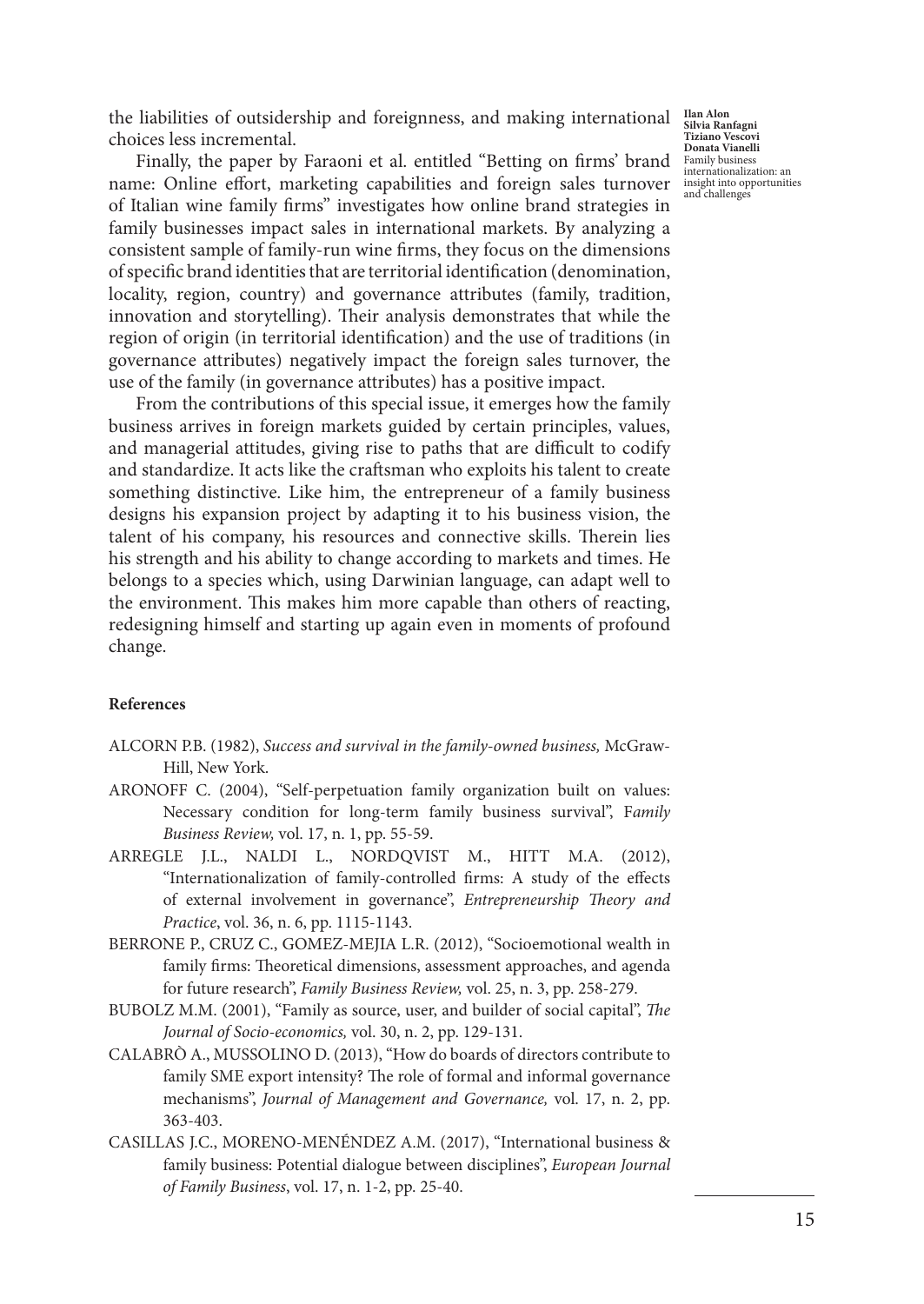the liabilities of outsidership and foreignness, and making international choices less incremental.

Finally, the paper by Faraoni et al. entitled "Betting on firms' brand name: Online effort, marketing capabilities and foreign sales turnover of Italian wine family firms" investigates how online brand strategies in family businesses impact sales in international markets. By analyzing a consistent sample of family-run wine firms, they focus on the dimensions of specific brand identities that are territorial identification (denomination, locality, region, country) and governance attributes (family, tradition, innovation and storytelling). Their analysis demonstrates that while the region of origin (in territorial identification) and the use of traditions (in governance attributes) negatively impact the foreign sales turnover, the use of the family (in governance attributes) has a positive impact.

From the contributions of this special issue, it emerges how the family business arrives in foreign markets guided by certain principles, values, and managerial attitudes, giving rise to paths that are difficult to codify and standardize. It acts like the craftsman who exploits his talent to create something distinctive. Like him, the entrepreneur of a family business designs his expansion project by adapting it to his business vision, the talent of his company, his resources and connective skills. Therein lies his strength and his ability to change according to markets and times. He belongs to a species which, using Darwinian language, can adapt well to the environment. This makes him more capable than others of reacting, redesigning himself and starting up again even in moments of profound change.

**References**

ALCORN P.B. (1982), *Success and survival in the family-owned business,* McGraw-Hill, New York.

ARONOFF C. (2004), "Self-perpetuation family organization built on values: Necessary condition for long-term family business survival", F*amily Business Review,* vol. 17, n. 1, pp. 55-59.

ARREGLE J.L., NALDI L., NORDQVIST M., HITT M.A. (2012), "Internationalization of family-controlled firms: A study of the effects of external involvement in governance", *Entrepreneurship Theory and Practice*, vol. 36, n. 6, pp. 1115-1143.

BERRONE P., CRUZ C., GOMEZ-MEJIA L.R. (2012), "Socioemotional wealth in family firms: Theoretical dimensions, assessment approaches, and agenda for future research", *Family Business Review,* vol. 25, n. 3, pp. 258-279.

BUBOLZ M.M. (2001), "Family as source, user, and builder of social capital", *The Journal of Socio-economics,* vol. 30, n. 2, pp. 129-131.

CALABRÒ A., MUSSOLINO D. (2013), "How do boards of directors contribute to family SME export intensity? The role of formal and informal governance mechanisms", *Journal of Management and Governance,* vol. 17, n. 2, pp. 363-403.

CASILLAS J.C., MORENO-MENÉNDEZ A.M. (2017), "International business & family business: Potential dialogue between disciplines", *European Journal of Family Business*, vol. 17, n. 1-2, pp. 25-40.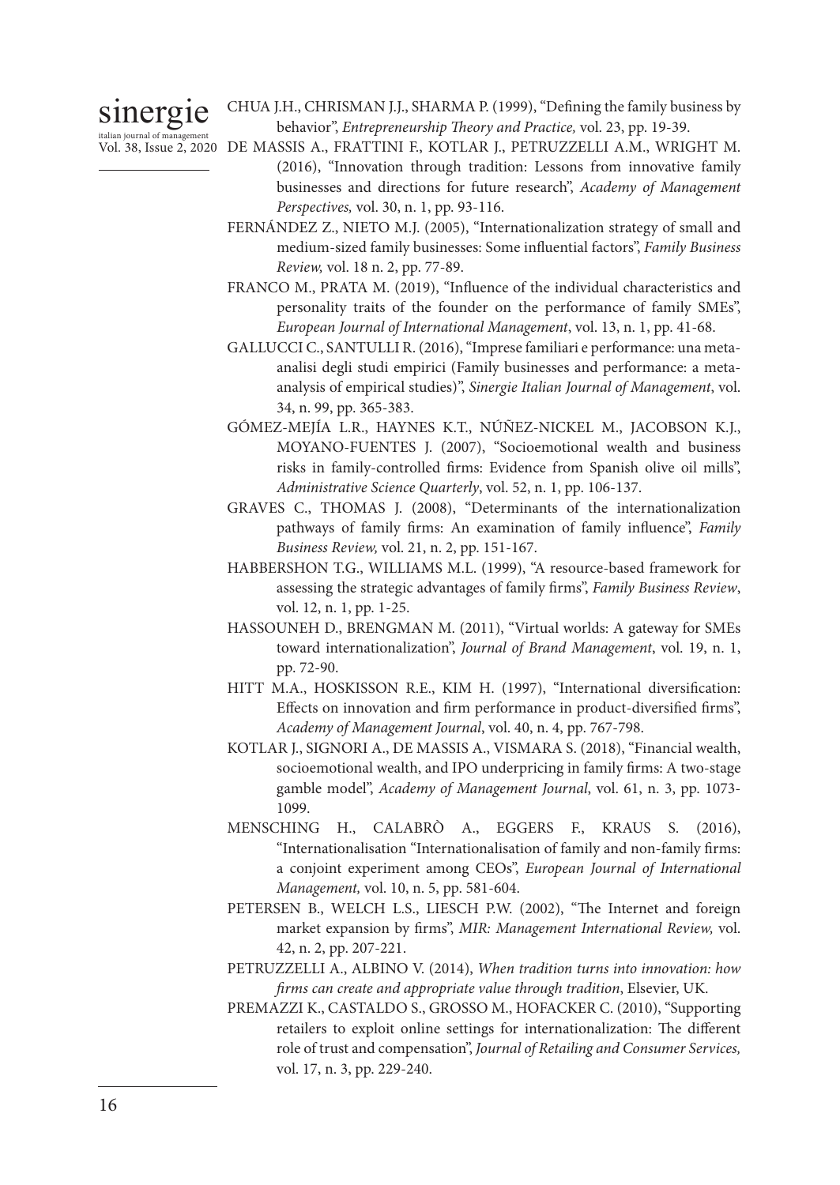CHUA J.H., CHRISMAN J.J., SHARMA P. (1999), "Defining the family business by behavior", *Entrepreneurship Theory and Practice,* vol. 23, pp. 19-39.

DE MASSIS A., FRATTINI F., KOTLAR J., PETRUZZELLI A.M., WRIGHT M. (2016), "Innovation through tradition: Lessons from innovative family businesses and directions for future research", *Academy of Management Perspectives,* vol. 30, n. 1, pp. 93-116.

FERNÁNDEZ Z., NIETO M.J. (2005), "Internationalization strategy of small and medium-sized family businesses: Some influential factors", *Family Business Review,* vol. 18 n. 2, pp. 77-89.

FRANCO M., PRATA M. (2019), "Influence of the individual characteristics and personality traits of the founder on the performance of family SMEs", *European Journal of International Management*, vol. 13, n. 1, pp. 41-68.

GALLUCCI C., SANTULLI R. (2016), "Imprese familiari e performance: una meta-analisi degli studi empirici (Family businesses and performance: a meta-analysis of empirical studies)", *Sinergie Italian Journal of Management*, vol. 34, n. 99, pp. 365-383.

GÓMEZ-MEJÍA L.R., HAYNES K.T., NÚÑEZ-NICKEL M., JACOBSON K.J., MOYANO-FUENTES J. (2007), "Socioemotional wealth and business risks in family-controlled firms: Evidence from Spanish olive oil mills", *Administrative Science Quarterly*, vol. 52, n. 1, pp. 106-137.

GRAVES C., THOMAS J. (2008), "Determinants of the internationalization pathways of family firms: An examination of family influence", *Family Business Review,* vol. 21, n. 2, pp. 151-167.

HABBERSHON T.G., WILLIAMS M.L. (1999), "A resource-based framework for assessing the strategic advantages of family firms", *Family Business Review*, vol. 12, n. 1, pp. 1-25.

HASSOUNEH D., BRENGMAN M. (2011), "Virtual worlds: A gateway for SMEs toward internationalization", *Journal of Brand Management*, vol. 19, n. 1, pp. 72-90.

HITT M.A., HOSKISSON R.E., KIM H. (1997), "International diversification: Effects on innovation and firm performance in product-diversified firms", *Academy of Management Journal*, vol. 40, n. 4, pp. 767-798.

KOTLAR J., SIGNORI A., DE MASSIS A., VISMARA S. (2018), "Financial wealth, socioemotional wealth, and IPO underpricing in family firms: A two-stage gamble model", *Academy of Management Journal*, vol. 61, n. 3, pp. 1073-1099.

MENSCHING H., CALABRÒ A., EGGERS F., KRAUS S. (2016), "Internationalisation "Internationalisation of family and non-family firms: a conjoint experiment among CEOs", *European Journal of International Management,* vol. 10, n. 5, pp. 581-604.

PETERSEN B., WELCH L.S., LIESCH P.W. (2002), "The Internet and foreign market expansion by firms", *MIR: Management International Review,* vol. 42, n. 2, pp. 207-221.

PETRUZZELLI A., ALBINO V. (2014), *When tradition turns into innovation: how firms can create and appropriate value through tradition*, Elsevier, UK.

PREMAZZI K., CASTALDO S., GROSSO M., HOFACKER C. (2010), "Supporting retailers to exploit online settings for internationalization: The different role of trust and compensation", *Journal of Retailing and Consumer Services,* vol. 17, n. 3, pp. 229-240.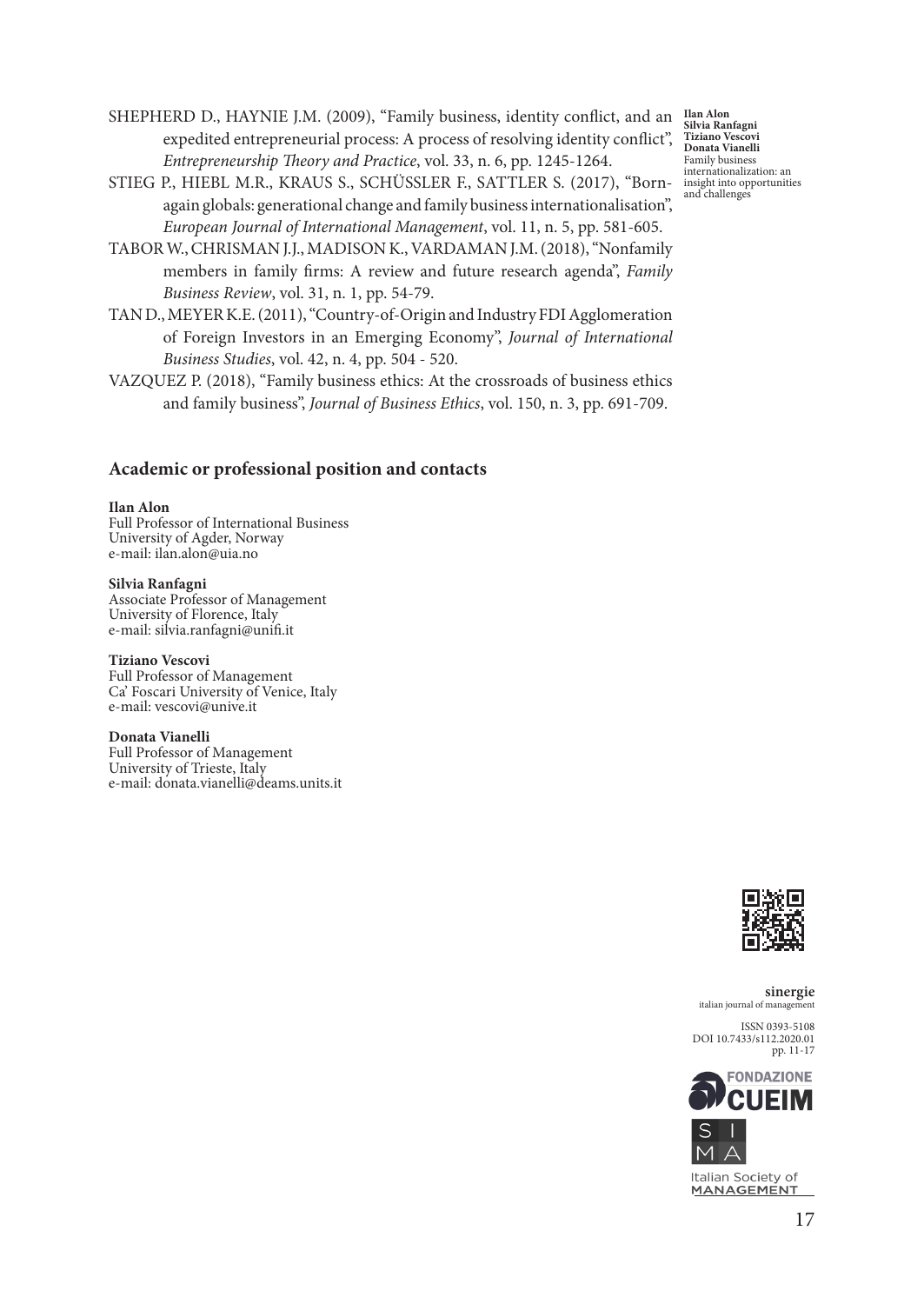SHEPHERD D., HAYNIE J.M. (2009), "Family business, identity conflict, and an expedited entrepreneurial process: A process of resolving identity conflict", *Entrepreneurship Theory and Practice*, vol. 33, n. 6, pp. 1245-1264.

STIEG P., HIEBL M.R., KRAUS S., SCHÜSSLER F., SATTLER S. (2017), "Born-again globals: generational change and family business internationalisation", *European Journal of International Management*, vol. 11, n. 5, pp. 581-605.

TABOR W., CHRISMAN J.J., MADISON K., VARDAMAN J.M. (2018), "Nonfamily members in family firms: A review and future research agenda", *Family Business Review*, vol. 31, n. 1, pp. 54-79.

TAN D., MEYER K.E. (2011), "Country-of-Origin and Industry FDI Agglomeration of Foreign Investors in an Emerging Economy", *Journal of International Business Studies*, vol. 42, n. 4, pp. 504 - 520.

VAZQUEZ P. (2018), "Family business ethics: At the crossroads of business ethics and family business", *Journal of Business Ethics*, vol. 150, n. 3, pp. 691-709.

## Academic or professional position and contacts

**Ilan Alon**
Full Professor of International Business
University of Agder, Norway
e-mail: ilan.alon@uia.no

**Silvia Ranfagni**
Associate Professor of Management
University of Florence, Italy
e-mail: silvia.ranfagni@unifi.it

**Tiziano Vescovi**
Full Professor of Management
Ca' Foscari University of Venice, Italy
e-mail: vescovi@unive.it

**Donata Vianelli**
Full Professor of Management
University of Trieste, Italy
e-mail: donata.vianelli@deams.units.it

**sinergie**
italian journal of management

ISSN 0393-5108
DOI 10.7433/s112.2020.01
pp. 11-17

FONDAZIONE CUEIM

SIMA
Italian Society of MANAGEMENT